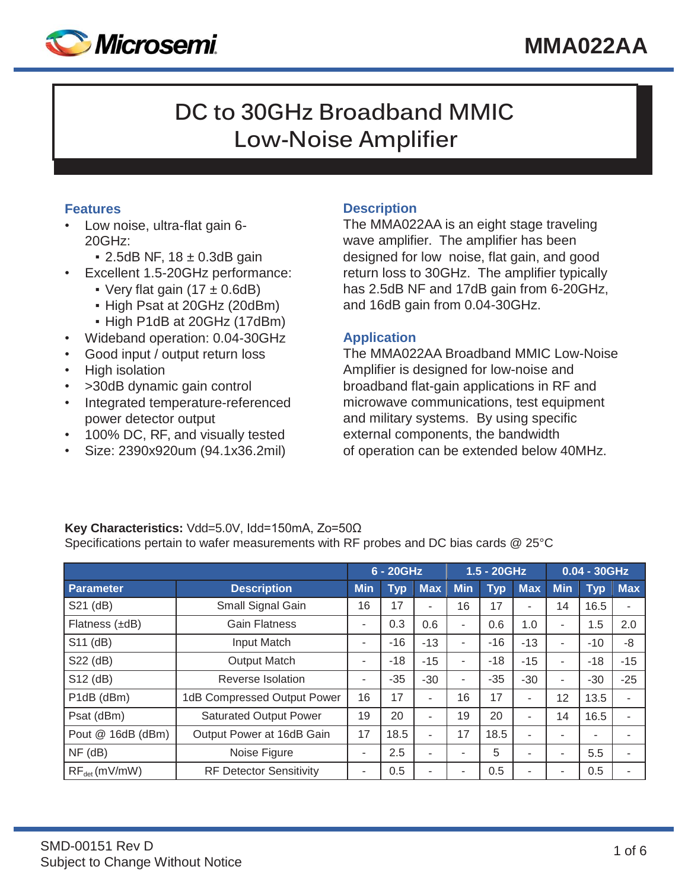# MMA022AA

# DC to 30GHz Broadband MMIC Low-Noise Amplifier

## Features

- Low noise, ultra-flat gain 6-20GHz:
  - 2.5dB NF, 18 ± 0.3dB gain
- Excellent 1.5-20GHz performance:
  - Very flat gain (17 ± 0.6dB)
  - High Psat at 20GHz (20dBm)
  - High P1dB at 20GHz (17dBm)
- Wideband operation: 0.04-30GHz
- Good input / output return loss
- High isolation
- >30dB dynamic gain control
- Integrated temperature-referenced power detector output
- 100% DC, RF, and visually tested
- Size: 2390x920um (94.1x36.2mil)

## Description

The MMA022AA is an eight stage traveling wave amplifier. The amplifier has been designed for low noise, flat gain, and good return loss to 30GHz. The amplifier typically has 2.5dB NF and 17dB gain from 6-20GHz, and 16dB gain from 0.04-30GHz.

## Application

The MMA022AA Broadband MMIC Low-Noise Amplifier is designed for low-noise and broadband flat-gain applications in RF and microwave communications, test equipment and military systems. By using specific external components, the bandwidth of operation can be extended below 40MHz.

**Key Characteristics:** Vdd=5.0V, Idd=150mA, Zo=50Ω
Specifications pertain to wafer measurements with RF probes and DC bias cards @ 25°C

| | | 6 - 20GHz | | | 1.5 - 20GHz | | | 0.04 - 30GHz | | |
|---|---|---|---|---|---|---|---|---|---|---|
| **Parameter** | **Description** | **Min** | **Typ** | **Max** | **Min** | **Typ** | **Max** | **Min** | **Typ** | **Max** |
| S21 (dB) | Small Signal Gain | 16 | 17 | - | 16 | 17 | - | 14 | 16.5 | - |
| Flatness (±dB) | Gain Flatness | - | 0.3 | 0.6 | - | 0.6 | 1.0 | - | 1.5 | 2.0 |
| S11 (dB) | Input Match | - | -16 | -13 | - | -16 | -13 | - | -10 | -8 |
| S22 (dB) | Output Match | - | -18 | -15 | - | -18 | -15 | - | -18 | -15 |
| S12 (dB) | Reverse Isolation | - | -35 | -30 | - | -35 | -30 | - | -30 | -25 |
| P1dB (dBm) | 1dB Compressed Output Power | 16 | 17 | - | 16 | 17 | - | 12 | 13.5 | - |
| Psat (dBm) | Saturated Output Power | 19 | 20 | - | 19 | 20 | - | 14 | 16.5 | - |
| Pout @ 16dB (dBm) | Output Power at 16dB Gain | 17 | 18.5 | - | 17 | 18.5 | - | - | - | - |
| NF (dB) | Noise Figure | - | 2.5 | - | - | 5 | - | - | 5.5 | - |
| $RF_{det}$ (mV/mW) | RF Detector Sensitivity | - | 0.5 | - | - | 0.5 | - | - | 0.5 | - |

SMD-00151 Rev D
Subject to Change Without Notice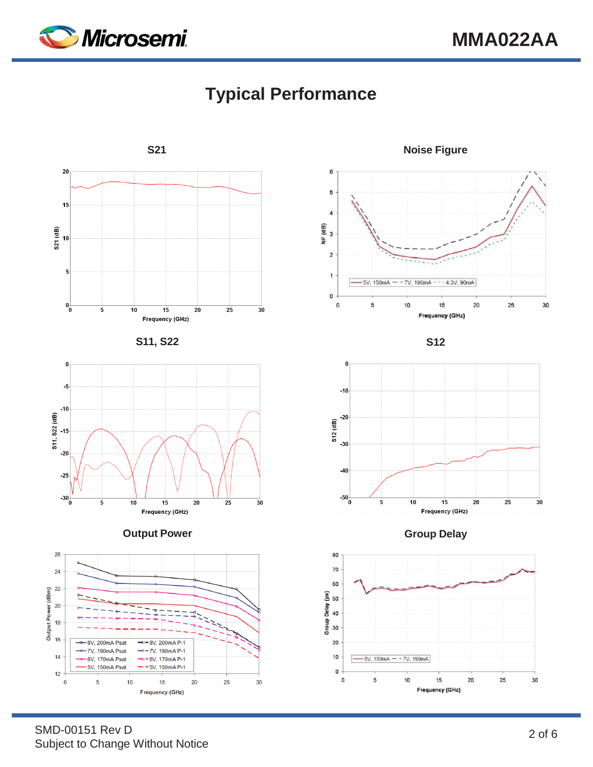# Typical Performance

## S21

## Noise Figure

## S11, S22

## S12

## Output Power

## Group Delay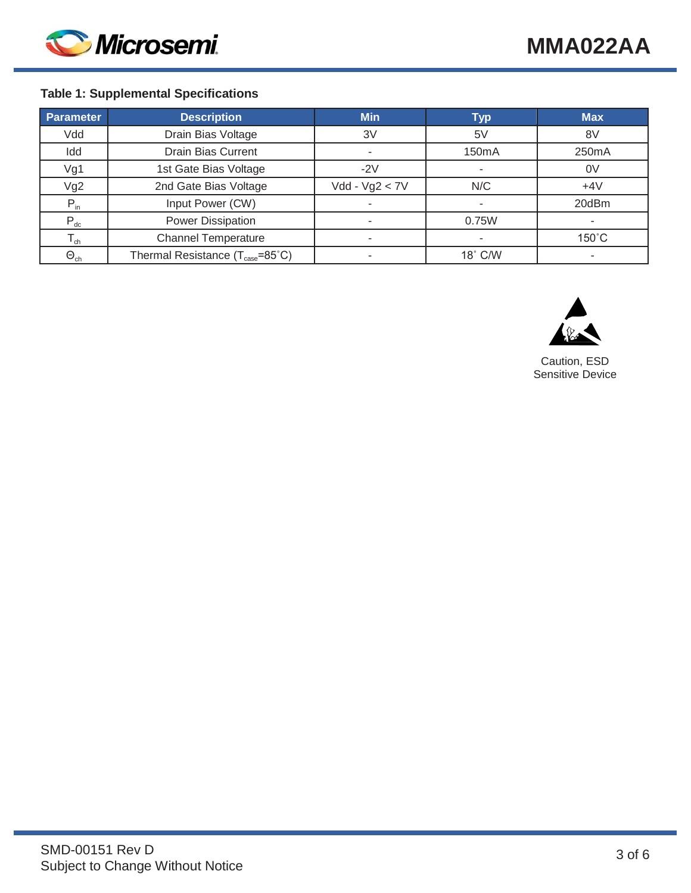### Table 1: Supplemental Specifications

| Parameter | Description | Min | Typ | Max |
|---|---|---|---|---|
| Vdd | Drain Bias Voltage | 3V | 5V | 8V |
| Idd | Drain Bias Current | - | 150mA | 250mA |
| Vg1 | 1st Gate Bias Voltage | -2V | - | 0V |
| Vg2 | 2nd Gate Bias Voltage | Vdd - Vg2 < 7V | N/C | +4V |
| $P_{in}$ | Input Power (CW) | - | - | 20dBm |
| $P_{dc}$ | Power Dissipation | - | 0.75W | - |
| $T_{ch}$ | Channel Temperature | - | - | 150˚C |
| $\Theta_{ch}$ | Thermal Resistance ($T_{case}$=85˚C) | - | 18˚ C/W | - |

Caution, ESD Sensitive Device

SMD-00151 Rev D
Subject to Change Without Notice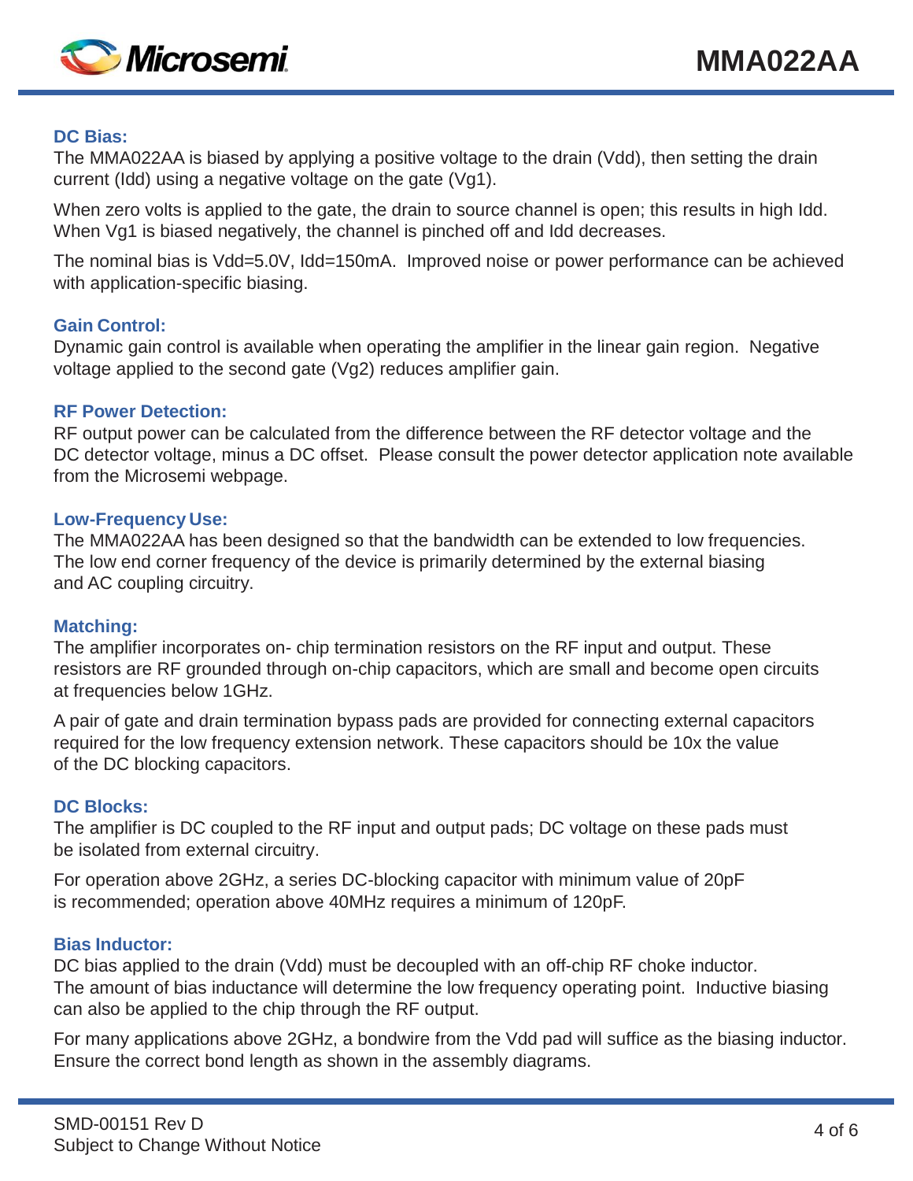### DC Bias:

The MMA022AA is biased by applying a positive voltage to the drain (Vdd), then setting the drain current (Idd) using a negative voltage on the gate (Vg1).

When zero volts is applied to the gate, the drain to source channel is open; this results in high Idd. When Vg1 is biased negatively, the channel is pinched off and Idd decreases.

The nominal bias is Vdd=5.0V, Idd=150mA. Improved noise or power performance can be achieved with application-specific biasing.

### Gain Control:

Dynamic gain control is available when operating the amplifier in the linear gain region. Negative voltage applied to the second gate (Vg2) reduces amplifier gain.

### RF Power Detection:

RF output power can be calculated from the difference between the RF detector voltage and the DC detector voltage, minus a DC offset. Please consult the power detector application note available from the Microsemi webpage.

### Low-Frequency Use:

The MMA022AA has been designed so that the bandwidth can be extended to low frequencies. The low end corner frequency of the device is primarily determined by the external biasing and AC coupling circuitry.

### Matching:

The amplifier incorporates on- chip termination resistors on the RF input and output. These resistors are RF grounded through on-chip capacitors, which are small and become open circuits at frequencies below 1GHz.

A pair of gate and drain termination bypass pads are provided for connecting external capacitors required for the low frequency extension network. These capacitors should be 10x the value of the DC blocking capacitors.

### DC Blocks:

The amplifier is DC coupled to the RF input and output pads; DC voltage on these pads must be isolated from external circuitry.

For operation above 2GHz, a series DC-blocking capacitor with minimum value of 20pF is recommended; operation above 40MHz requires a minimum of 120pF.

### Bias Inductor:

DC bias applied to the drain (Vdd) must be decoupled with an off-chip RF choke inductor. The amount of bias inductance will determine the low frequency operating point. Inductive biasing can also be applied to the chip through the RF output.

For many applications above 2GHz, a bondwire from the Vdd pad will suffice as the biasing inductor. Ensure the correct bond length as shown in the assembly diagrams.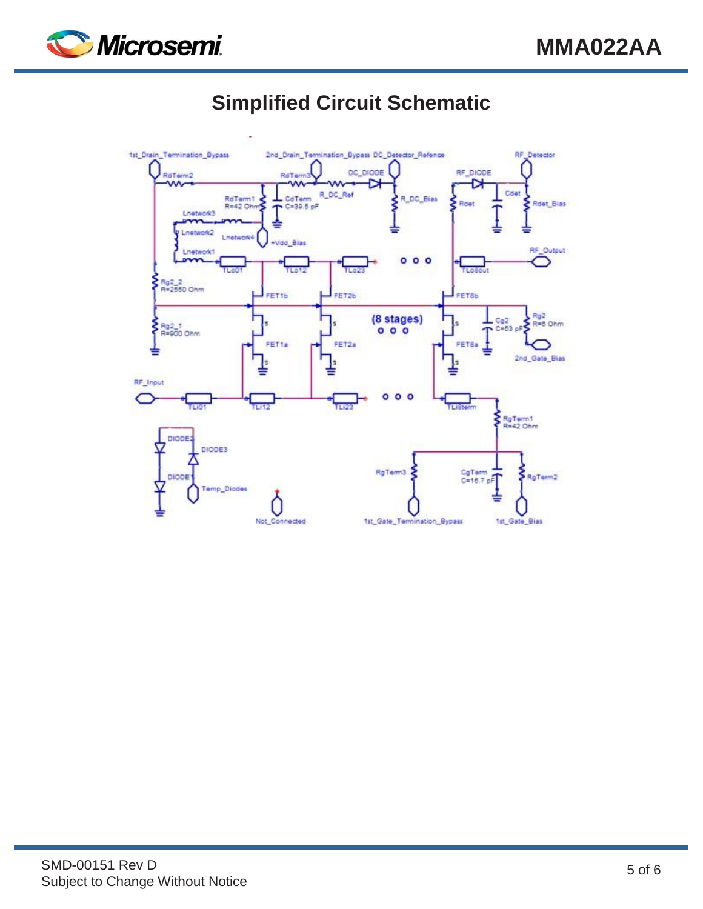## Simplified Circuit Schematic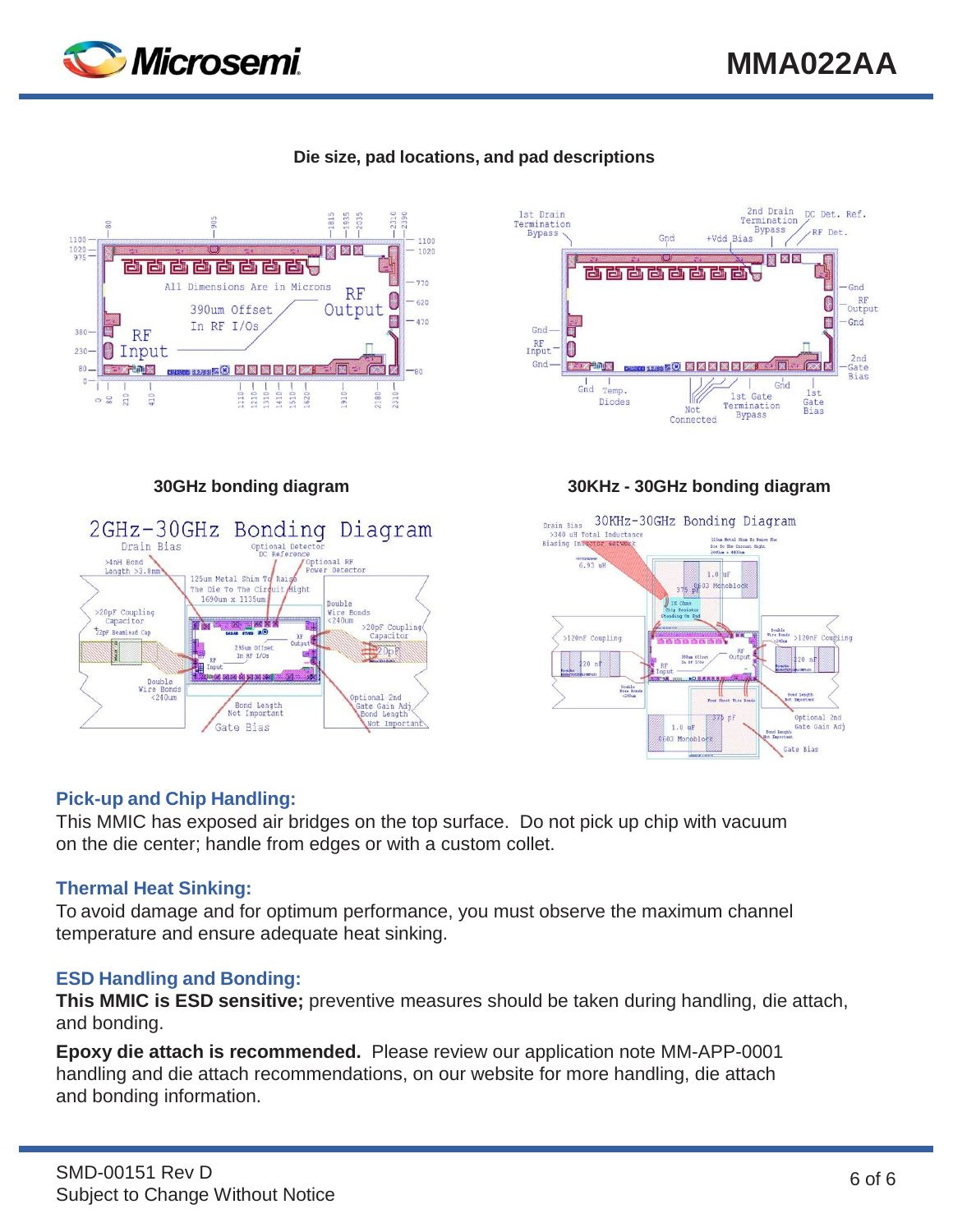## Die size, pad locations, and pad descriptions

### 30GHz bonding diagram

### 30KHz - 30GHz bonding diagram

### Pick-up and Chip Handling:

This MMIC has exposed air bridges on the top surface. Do not pick up chip with vacuum on the die center; handle from edges or with a custom collet.

### Thermal Heat Sinking:

To avoid damage and for optimum performance, you must observe the maximum channel temperature and ensure adequate heat sinking.

### ESD Handling and Bonding:

**This MMIC is ESD sensitive;** preventive measures should be taken during handling, die attach, and bonding.

**Epoxy die attach is recommended.** Please review our application note MM-APP-0001 handling and die attach recommendations, on our website for more handling, die attach and bonding information.

SMD-00151 Rev D
Subject to Change Without Notice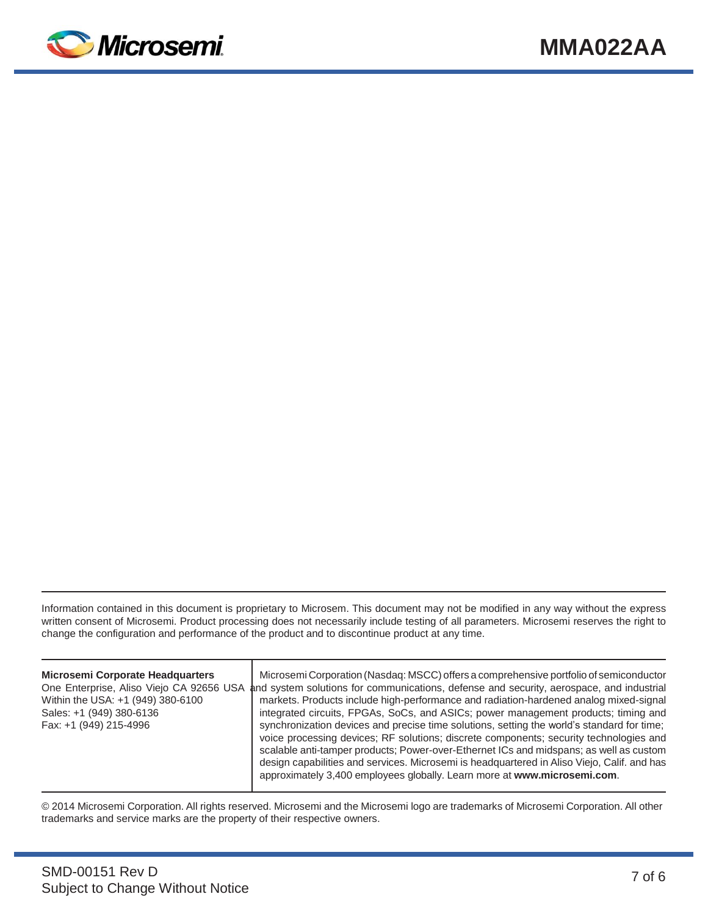Information contained in this document is proprietary to Microsem. This document may not be modified in any way without the express written consent of Microsemi. Product processing does not necessarily include testing of all parameters. Microsemi reserves the right to change the configuration and performance of the product and to discontinue product at any time.

**Microsemi Corporate Headquarters**
One Enterprise, Aliso Viejo CA 92656 USA
Within the USA: +1 (949) 380-6100
Sales: +1 (949) 380-6136
Fax: +1 (949) 215-4996

Microsemi Corporation (Nasdaq: MSCC) offers a comprehensive portfolio of semiconductor and system solutions for communications, defense and security, aerospace, and industrial markets. Products include high-performance and radiation-hardened analog mixed-signal integrated circuits, FPGAs, SoCs, and ASICs; power management products; timing and synchronization devices and precise time solutions, setting the world's standard for time; voice processing devices; RF solutions; discrete components; security technologies and scalable anti-tamper products; Power-over-Ethernet ICs and midspans; as well as custom design capabilities and services. Microsemi is headquartered in Aliso Viejo, Calif. and has approximately 3,400 employees globally. Learn more at **www.microsemi.com**.

© 2014 Microsemi Corporation. All rights reserved. Microsemi and the Microsemi logo are trademarks of Microsemi Corporation. All other trademarks and service marks are the property of their respective owners.